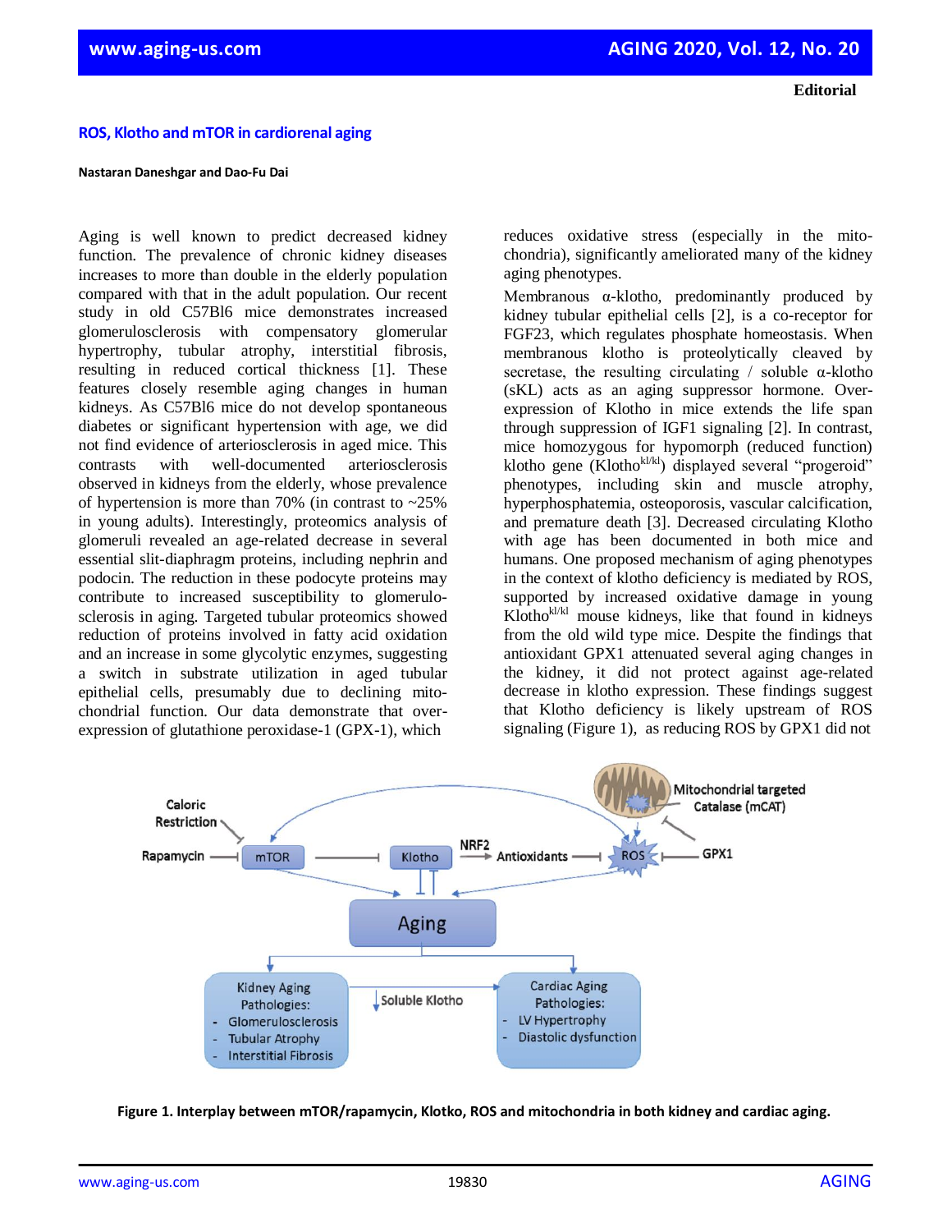**Editorial**

# ROS, Klotho and mTOR in cardiorenal aging

**Nastaran Daneshgar and Dao-Fu Dai**

Aging is well known to predict decreased kidney function. The prevalence of chronic kidney diseases increases to more than double in the elderly population compared with that in the adult population. Our recent study in old C57Bl6 mice demonstrates increased glomerulosclerosis with compensatory glomerular hypertrophy, tubular atrophy, interstitial fibrosis, resulting in reduced cortical thickness [1]. These features closely resemble aging changes in human kidneys. As C57Bl6 mice do not develop spontaneous diabetes or significant hypertension with age, we did not find evidence of arteriosclerosis in aged mice. This contrasts with well-documented arteriosclerosis observed in kidneys from the elderly, whose prevalence of hypertension is more than 70% (in contrast to ~25% in young adults). Interestingly, proteomics analysis of glomeruli revealed an age-related decrease in several essential slit-diaphragm proteins, including nephrin and podocin. The reduction in these podocyte proteins may contribute to increased susceptibility to glomerulosclerosis in aging. Targeted tubular proteomics showed reduction of proteins involved in fatty acid oxidation and an increase in some glycolytic enzymes, suggesting a switch in substrate utilization in aged tubular epithelial cells, presumably due to declining mitochondrial function. Our data demonstrate that overexpression of glutathione peroxidase-1 (GPX-1), which reduces oxidative stress (especially in the mitochondria), significantly ameliorated many of the kidney aging phenotypes.

Membranous α-klotho, predominantly produced by kidney tubular epithelial cells [2], is a co-receptor for FGF23, which regulates phosphate homeostasis. When membranous klotho is proteolytically cleaved by secretase, the resulting circulating / soluble α-klotho (sKL) acts as an aging suppressor hormone. Overexpression of Klotho in mice extends the life span through suppression of IGF1 signaling [2]. In contrast, mice homozygous for hypomorph (reduced function) klotho gene (Klotho$^{kl/kl}$) displayed several "progeroid" phenotypes, including skin and muscle atrophy, hyperphosphatemia, osteoporosis, vascular calcification, and premature death [3]. Decreased circulating Klotho with age has been documented in both mice and humans. One proposed mechanism of aging phenotypes in the context of klotho deficiency is mediated by ROS, supported by increased oxidative damage in young Klotho$^{kl/kl}$ mouse kidneys, like that found in kidneys from the old wild type mice. Despite the findings that antioxidant GPX1 attenuated several aging changes in the kidney, it did not protect against age-related decrease in klotho expression. These findings suggest that Klotho deficiency is likely upstream of ROS signaling (Figure 1), as reducing ROS by GPX1 did not

**Figure 1. Interplay between mTOR/rapamycin, Klotko, ROS and mitochondria in both kidney and cardiac aging.**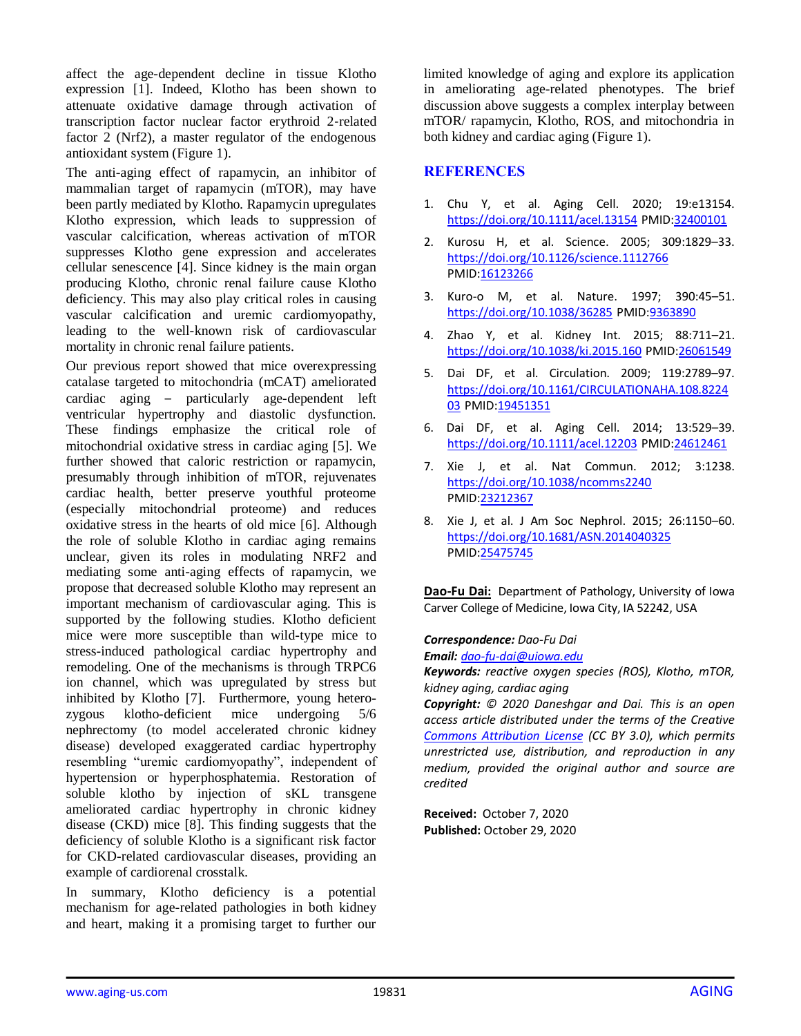affect the age-dependent decline in tissue Klotho expression [1]. Indeed, Klotho has been shown to attenuate oxidative damage through activation of transcription factor nuclear factor erythroid 2-related factor 2 (Nrf2), a master regulator of the endogenous antioxidant system (Figure 1).

The anti-aging effect of rapamycin, an inhibitor of mammalian target of rapamycin (mTOR), may have been partly mediated by Klotho. Rapamycin upregulates Klotho expression, which leads to suppression of vascular calcification, whereas activation of mTOR suppresses Klotho gene expression and accelerates cellular senescence [4]. Since kidney is the main organ producing Klotho, chronic renal failure cause Klotho deficiency. This may also play critical roles in causing vascular calcification and uremic cardiomyopathy, leading to the well-known risk of cardiovascular mortality in chronic renal failure patients.

Our previous report showed that mice overexpressing catalase targeted to mitochondria (mCAT) ameliorated cardiac aging – particularly age-dependent left ventricular hypertrophy and diastolic dysfunction. These findings emphasize the critical role of mitochondrial oxidative stress in cardiac aging [5]. We further showed that caloric restriction or rapamycin, presumably through inhibition of mTOR, rejuvenates cardiac health, better preserve youthful proteome (especially mitochondrial proteome) and reduces oxidative stress in the hearts of old mice [6]. Although the role of soluble Klotho in cardiac aging remains unclear, given its roles in modulating NRF2 and mediating some anti-aging effects of rapamycin, we propose that decreased soluble Klotho may represent an important mechanism of cardiovascular aging. This is supported by the following studies. Klotho deficient mice were more susceptible than wild-type mice to stress-induced pathological cardiac hypertrophy and remodeling. One of the mechanisms is through TRPC6 ion channel, which was upregulated by stress but inhibited by Klotho [7]. Furthermore, young heterozygous klotho-deficient mice undergoing 5/6 nephrectomy (to model accelerated chronic kidney disease) developed exaggerated cardiac hypertrophy resembling "uremic cardiomyopathy", independent of hypertension or hyperphosphatemia. Restoration of soluble klotho by injection of sKL transgene ameliorated cardiac hypertrophy in chronic kidney disease (CKD) mice [8]. This finding suggests that the deficiency of soluble Klotho is a significant risk factor for CKD-related cardiovascular diseases, providing an example of cardiorenal crosstalk.

In summary, Klotho deficiency is a potential mechanism for age-related pathologies in both kidney and heart, making it a promising target to further our limited knowledge of aging and explore its application in ameliorating age-related phenotypes. The brief discussion above suggests a complex interplay between mTOR/ rapamycin, Klotho, ROS, and mitochondria in both kidney and cardiac aging (Figure 1).

## REFERENCES

1. Chu Y, et al. Aging Cell. 2020; 19:e13154. https://doi.org/10.1111/acel.13154 PMID:32400101
2. Kurosu H, et al. Science. 2005; 309:1829–33. https://doi.org/10.1126/science.1112766 PMID:16123266
3. Kuro-o M, et al. Nature. 1997; 390:45–51. https://doi.org/10.1038/36285 PMID:9363890
4. Zhao Y, et al. Kidney Int. 2015; 88:711–21. https://doi.org/10.1038/ki.2015.160 PMID:26061549
5. Dai DF, et al. Circulation. 2009; 119:2789–97. https://doi.org/10.1161/CIRCULATIONAHA.108.822403 PMID:19451351
6. Dai DF, et al. Aging Cell. 2014; 13:529–39. https://doi.org/10.1111/acel.12203 PMID:24612461
7. Xie J, et al. Nat Commun. 2012; 3:1238. https://doi.org/10.1038/ncomms2240 PMID:23212367
8. Xie J, et al. J Am Soc Nephrol. 2015; 26:1150–60. https://doi.org/10.1681/ASN.2014040325 PMID:25475745

**Dao-Fu Dai:** Department of Pathology, University of Iowa Carver College of Medicine, Iowa City, IA 52242, USA

***Correspondence:*** *Dao-Fu Dai*
***Email:*** *dao-fu-dai@uiowa.edu*
***Keywords:*** *reactive oxygen species (ROS), Klotho, mTOR, kidney aging, cardiac aging*
***Copyright:*** *© 2020 Daneshgar and Dai. This is an open access article distributed under the terms of the Creative Commons Attribution License (CC BY 3.0), which permits unrestricted use, distribution, and reproduction in any medium, provided the original author and source are credited*

**Received:** October 7, 2020
**Published:** October 29, 2020